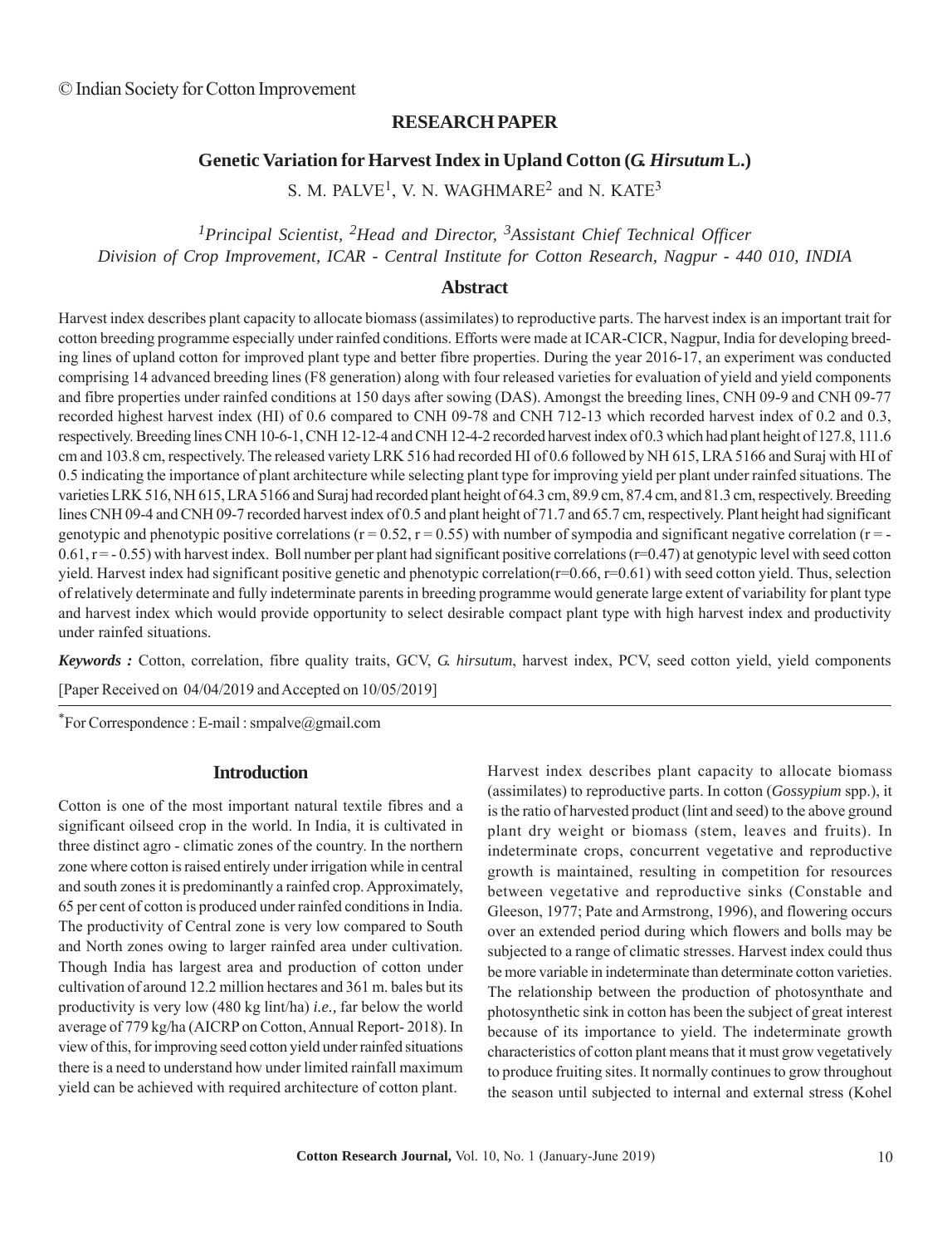© Indian Society for Cotton Improvement

**RESEARCH PAPER**

# Genetic Variation for Harvest Index in Upland Cotton (*G. Hirsutum* L.)

S. M. PALVE[1], V. N. WAGHMARE[2] and N. KATE[3]

*[1]Principal Scientist, [2]Head and Director, [3]Assistant Chief Technical Officer*
*Division of Crop Improvement, ICAR - Central Institute for Cotton Research, Nagpur - 440 010, INDIA*

## Abstract

Harvest index describes plant capacity to allocate biomass (assimilates) to reproductive parts. The harvest index is an important trait for cotton breeding programme especially under rainfed conditions. Efforts were made at ICAR-CICR, Nagpur, India for developing breeding lines of upland cotton for improved plant type and better fibre properties. During the year 2016-17, an experiment was conducted comprising 14 advanced breeding lines (F8 generation) along with four released varieties for evaluation of yield and yield components and fibre properties under rainfed conditions at 150 days after sowing (DAS). Amongst the breeding lines, CNH 09-9 and CNH 09-77 recorded highest harvest index (HI) of 0.6 compared to CNH 09-78 and CNH 712-13 which recorded harvest index of 0.2 and 0.3, respectively. Breeding lines CNH 10-6-1, CNH 12-12-4 and CNH 12-4-2 recorded harvest index of 0.3 which had plant height of 127.8, 111.6 cm and 103.8 cm, respectively. The released variety LRK 516 had recorded HI of 0.6 followed by NH 615, LRA 5166 and Suraj with HI of 0.5 indicating the importance of plant architecture while selecting plant type for improving yield per plant under rainfed situations. The varieties LRK 516, NH 615, LRA 5166 and Suraj had recorded plant height of 64.3 cm, 89.9 cm, 87.4 cm, and 81.3 cm, respectively. Breeding lines CNH 09-4 and CNH 09-7 recorded harvest index of 0.5 and plant height of 71.7 and 65.7 cm, respectively. Plant height had significant genotypic and phenotypic positive correlations ($r = 0.52$, $r = 0.55$) with number of sympodia and significant negative correlation ($r = -0.61$, $r = -0.55$) with harvest index. Boll number per plant had significant positive correlations ($r=0.47$) at genotypic level with seed cotton yield. Harvest index had significant positive genetic and phenotypic correlation($r=0.66$, $r=0.61$) with seed cotton yield. Thus, selection of relatively determinate and fully indeterminate parents in breeding programme would generate large extent of variability for plant type and harvest index which would provide opportunity to select desirable compact plant type with high harvest index and productivity under rainfed situations.

***Keywords :*** Cotton, correlation, fibre quality traits, GCV, *G. hirsutum*, harvest index, PCV, seed cotton yield, yield components

[Paper Received on 04/04/2019 and Accepted on 10/05/2019]

*For Correspondence : E-mail : smpalve@gmail.com

## Introduction

Cotton is one of the most important natural textile fibres and a significant oilseed crop in the world. In India, it is cultivated in three distinct agro - climatic zones of the country. In the northern zone where cotton is raised entirely under irrigation while in central and south zones it is predominantly a rainfed crop. Approximately, 65 per cent of cotton is produced under rainfed conditions in India. The productivity of Central zone is very low compared to South and North zones owing to larger rainfed area under cultivation. Though India has largest area and production of cotton under cultivation of around 12.2 million hectares and 361 m. bales but its productivity is very low (480 kg lint/ha) *i.e.,* far below the world average of 779 kg/ha (AICRP on Cotton, Annual Report- 2018). In view of this, for improving seed cotton yield under rainfed situations there is a need to understand how under limited rainfall maximum yield can be achieved with required architecture of cotton plant.

Harvest index describes plant capacity to allocate biomass (assimilates) to reproductive parts. In cotton (*Gossypium* spp.), it is the ratio of harvested product (lint and seed) to the above ground plant dry weight or biomass (stem, leaves and fruits). In indeterminate crops, concurrent vegetative and reproductive growth is maintained, resulting in competition for resources between vegetative and reproductive sinks (Constable and Gleeson, 1977; Pate and Armstrong, 1996), and flowering occurs over an extended period during which flowers and bolls may be subjected to a range of climatic stresses. Harvest index could thus be more variable in indeterminate than determinate cotton varieties. The relationship between the production of photosynthate and photosynthetic sink in cotton has been the subject of great interest because of its importance to yield. The indeterminate growth characteristics of cotton plant means that it must grow vegetatively to produce fruiting sites. It normally continues to grow throughout the season until subjected to internal and external stress (Kohel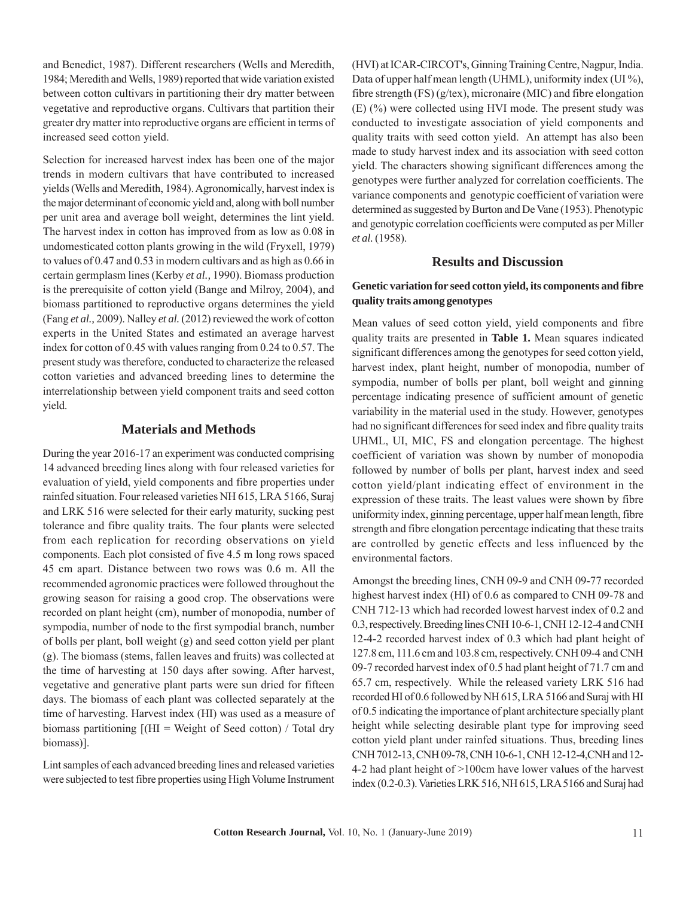and Benedict, 1987). Different researchers (Wells and Meredith, 1984; Meredith and Wells, 1989) reported that wide variation existed between cotton cultivars in partitioning their dry matter between vegetative and reproductive organs. Cultivars that partition their greater dry matter into reproductive organs are efficient in terms of increased seed cotton yield.

Selection for increased harvest index has been one of the major trends in modern cultivars that have contributed to increased yields (Wells and Meredith, 1984). Agronomically, harvest index is the major determinant of economic yield and, along with boll number per unit area and average boll weight, determines the lint yield. The harvest index in cotton has improved from as low as 0.08 in undomesticated cotton plants growing in the wild (Fryxell, 1979) to values of 0.47 and 0.53 in modern cultivars and as high as 0.66 in certain germplasm lines (Kerby *et al.,* 1990). Biomass production is the prerequisite of cotton yield (Bange and Milroy, 2004), and biomass partitioned to reproductive organs determines the yield (Fang *et al.,* 2009). Nalley *et al.* (2012) reviewed the work of cotton experts in the United States and estimated an average harvest index for cotton of 0.45 with values ranging from 0.24 to 0.57. The present study was therefore, conducted to characterize the released cotton varieties and advanced breeding lines to determine the interrelationship between yield component traits and seed cotton yield.

## Materials and Methods

During the year 2016-17 an experiment was conducted comprising 14 advanced breeding lines along with four released varieties for evaluation of yield, yield components and fibre properties under rainfed situation. Four released varieties NH 615, LRA 5166, Suraj and LRK 516 were selected for their early maturity, sucking pest tolerance and fibre quality traits. The four plants were selected from each replication for recording observations on yield components. Each plot consisted of five 4.5 m long rows spaced 45 cm apart. Distance between two rows was 0.6 m. All the recommended agronomic practices were followed throughout the growing season for raising a good crop. The observations were recorded on plant height (cm), number of monopodia, number of sympodia, number of node to the first sympodial branch, number of bolls per plant, boll weight (g) and seed cotton yield per plant (g). The biomass (stems, fallen leaves and fruits) was collected at the time of harvesting at 150 days after sowing. After harvest, vegetative and generative plant parts were sun dried for fifteen days. The biomass of each plant was collected separately at the time of harvesting. Harvest index (HI) was used as a measure of biomass partitioning [(HI = Weight of Seed cotton) / Total dry biomass)].

Lint samples of each advanced breeding lines and released varieties were subjected to test fibre properties using High Volume Instrument (HVI) at ICAR-CIRCOT's, Ginning Training Centre, Nagpur, India. Data of upper half mean length (UHML), uniformity index (UI %), fibre strength (FS) (g/tex), micronaire (MIC) and fibre elongation (E) (%) were collected using HVI mode. The present study was conducted to investigate association of yield components and quality traits with seed cotton yield. An attempt has also been made to study harvest index and its association with seed cotton yield. The characters showing significant differences among the genotypes were further analyzed for correlation coefficients. The variance components and genotypic coefficient of variation were determined as suggested by Burton and De Vane (1953). Phenotypic and genotypic correlation coefficients were computed as per Miller *et al.* (1958).

## Results and Discussion

### Genetic variation for seed cotton yield, its components and fibre quality traits among genotypes

Mean values of seed cotton yield, yield components and fibre quality traits are presented in **Table 1.** Mean squares indicated significant differences among the genotypes for seed cotton yield, harvest index, plant height, number of monopodia, number of sympodia, number of bolls per plant, boll weight and ginning percentage indicating presence of sufficient amount of genetic variability in the material used in the study. However, genotypes had no significant differences for seed index and fibre quality traits UHML, UI, MIC, FS and elongation percentage. The highest coefficient of variation was shown by number of monopodia followed by number of bolls per plant, harvest index and seed cotton yield/plant indicating effect of environment in the expression of these traits. The least values were shown by fibre uniformity index, ginning percentage, upper half mean length, fibre strength and fibre elongation percentage indicating that these traits are controlled by genetic effects and less influenced by the environmental factors.

Amongst the breeding lines, CNH 09-9 and CNH 09-77 recorded highest harvest index (HI) of 0.6 as compared to CNH 09-78 and CNH 712-13 which had recorded lowest harvest index of 0.2 and 0.3, respectively. Breeding lines CNH 10-6-1, CNH 12-12-4 and CNH 12-4-2 recorded harvest index of 0.3 which had plant height of 127.8 cm, 111.6 cm and 103.8 cm, respectively. CNH 09-4 and CNH 09-7 recorded harvest index of 0.5 had plant height of 71.7 cm and 65.7 cm, respectively. While the released variety LRK 516 had recorded HI of 0.6 followed by NH 615, LRA 5166 and Suraj with HI of 0.5 indicating the importance of plant architecture specially plant height while selecting desirable plant type for improving seed cotton yield plant under rainfed situations. Thus, breeding lines CNH 7012-13, CNH 09-78, CNH 10-6-1, CNH 12-12-4,CNH and 12-4-2 had plant height of >100cm have lower values of the harvest index (0.2-0.3). Varieties LRK 516, NH 615, LRA 5166 and Suraj had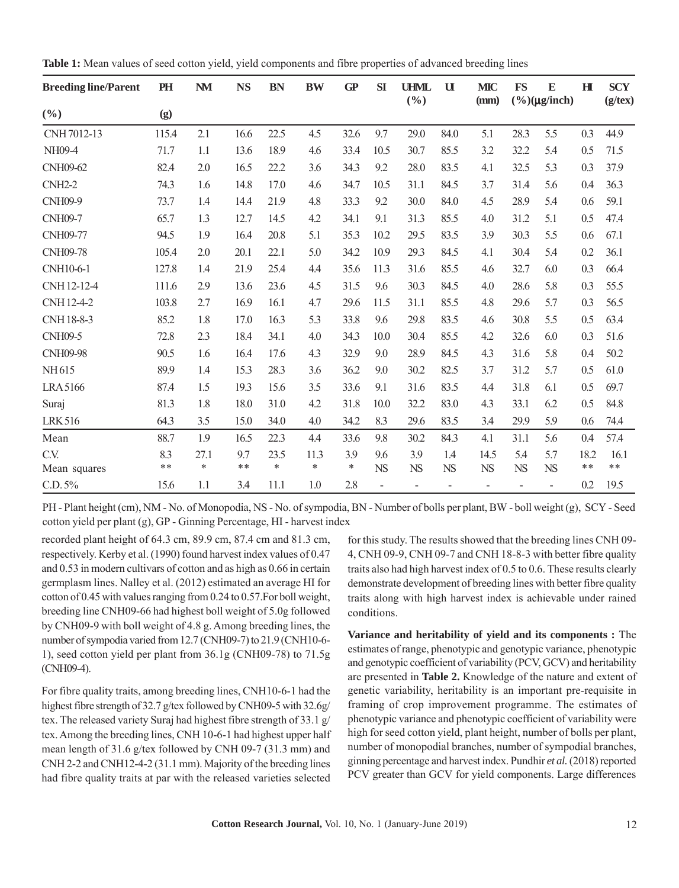**Table 1:** Mean values of seed cotton yield, yield components and fibre properties of advanced breeding lines

| Breeding line/Parent (%) | PH (g) | NM | NS | BN | BW | GP | SI | UHML (%) | UI | MIC (mm) | FS (%)(μg/inch) | E | HI | SCY (g/tex) |
|---|---|---|---|---|---|---|---|---|---|---|---|---|---|---|
| CNH 7012-13 | 115.4 | 2.1 | 16.6 | 22.5 | 4.5 | 32.6 | 9.7 | 29.0 | 84.0 | 5.1 | 28.3 | 5.5 | 0.3 | 44.9 |
| NH09-4 | 71.7 | 1.1 | 13.6 | 18.9 | 4.6 | 33.4 | 10.5 | 30.7 | 85.5 | 3.2 | 32.2 | 5.4 | 0.5 | 71.5 |
| CNH09-62 | 82.4 | 2.0 | 16.5 | 22.2 | 3.6 | 34.3 | 9.2 | 28.0 | 83.5 | 4.1 | 32.5 | 5.3 | 0.3 | 37.9 |
| CNH2-2 | 74.3 | 1.6 | 14.8 | 17.0 | 4.6 | 34.7 | 10.5 | 31.1 | 84.5 | 3.7 | 31.4 | 5.6 | 0.4 | 36.3 |
| CNH09-9 | 73.7 | 1.4 | 14.4 | 21.9 | 4.8 | 33.3 | 9.2 | 30.0 | 84.0 | 4.5 | 28.9 | 5.4 | 0.6 | 59.1 |
| CNH09-7 | 65.7 | 1.3 | 12.7 | 14.5 | 4.2 | 34.1 | 9.1 | 31.3 | 85.5 | 4.0 | 31.2 | 5.1 | 0.5 | 47.4 |
| CNH09-77 | 94.5 | 1.9 | 16.4 | 20.8 | 5.1 | 35.3 | 10.2 | 29.5 | 83.5 | 3.9 | 30.3 | 5.5 | 0.6 | 67.1 |
| CNH09-78 | 105.4 | 2.0 | 20.1 | 22.1 | 5.0 | 34.2 | 10.9 | 29.3 | 84.5 | 4.1 | 30.4 | 5.4 | 0.2 | 36.1 |
| CNH10-6-1 | 127.8 | 1.4 | 21.9 | 25.4 | 4.4 | 35.6 | 11.3 | 31.6 | 85.5 | 4.6 | 32.7 | 6.0 | 0.3 | 66.4 |
| CNH 12-12-4 | 111.6 | 2.9 | 13.6 | 23.6 | 4.5 | 31.5 | 9.6 | 30.3 | 84.5 | 4.0 | 28.6 | 5.8 | 0.3 | 55.5 |
| CNH 12-4-2 | 103.8 | 2.7 | 16.9 | 16.1 | 4.7 | 29.6 | 11.5 | 31.1 | 85.5 | 4.8 | 29.6 | 5.7 | 0.3 | 56.5 |
| CNH 18-8-3 | 85.2 | 1.8 | 17.0 | 16.3 | 5.3 | 33.8 | 9.6 | 29.8 | 83.5 | 4.6 | 30.8 | 5.5 | 0.5 | 63.4 |
| CNH09-5 | 72.8 | 2.3 | 18.4 | 34.1 | 4.0 | 34.3 | 10.0 | 30.4 | 85.5 | 4.2 | 32.6 | 6.0 | 0.3 | 51.6 |
| CNH09-98 | 90.5 | 1.6 | 16.4 | 17.6 | 4.3 | 32.9 | 9.0 | 28.9 | 84.5 | 4.3 | 31.6 | 5.8 | 0.4 | 50.2 |
| NH 615 | 89.9 | 1.4 | 15.3 | 28.3 | 3.6 | 36.2 | 9.0 | 30.2 | 82.5 | 3.7 | 31.2 | 5.7 | 0.5 | 61.0 |
| LRA 5166 | 87.4 | 1.5 | 19.3 | 15.6 | 3.5 | 33.6 | 9.1 | 31.6 | 83.5 | 4.4 | 31.8 | 6.1 | 0.5 | 69.7 |
| Suraj | 81.3 | 1.8 | 18.0 | 31.0 | 4.2 | 31.8 | 10.0 | 32.2 | 83.0 | 4.3 | 33.1 | 6.2 | 0.5 | 84.8 |
| LRK 516 | 64.3 | 3.5 | 15.0 | 34.0 | 4.0 | 34.2 | 8.3 | 29.6 | 83.5 | 3.4 | 29.9 | 5.9 | 0.6 | 74.4 |
| Mean | 88.7 | 1.9 | 16.5 | 22.3 | 4.4 | 33.6 | 9.8 | 30.2 | 84.3 | 4.1 | 31.1 | 5.6 | 0.4 | 57.4 |
| C.V. | 8.3 | 27.1 | 9.7 | 23.5 | 11.3 | 3.9 | 9.6 | 3.9 | 1.4 | 14.5 | 5.4 | 5.7 | 18.2 | 16.1 |
| Mean squares | ** | * | ** | * | * | * | NS | NS | NS | NS | NS | NS | ** | ** |
| C.D. 5% | 15.6 | 1.1 | 3.4 | 11.1 | 1.0 | 2.8 | - | - | - | - | - | - | 0.2 | 19.5 |

PH - Plant height (cm), NM - No. of Monopodia, NS - No. of sympodia, BN - Number of bolls per plant, BW - boll weight (g), SCY - Seed cotton yield per plant (g), GP - Ginning Percentage, HI - harvest index

recorded plant height of 64.3 cm, 89.9 cm, 87.4 cm and 81.3 cm, respectively. Kerby et al. (1990) found harvest index values of 0.47 and 0.53 in modern cultivars of cotton and as high as 0.66 in certain germplasm lines. Nalley et al. (2012) estimated an average HI for cotton of 0.45 with values ranging from 0.24 to 0.57.For boll weight, breeding line CNH09-66 had highest boll weight of 5.0g followed by CNH09-9 with boll weight of 4.8 g. Among breeding lines, the number of sympodia varied from 12.7 (CNH09-7) to 21.9 (CNH10-6-1), seed cotton yield per plant from 36.1g (CNH09-78) to 71.5g (CNH09-4).

For fibre quality traits, among breeding lines, CNH10-6-1 had the highest fibre strength of 32.7 g/tex followed by CNH09-5 with 32.6g/tex. The released variety Suraj had highest fibre strength of 33.1 g/tex. Among the breeding lines, CNH 10-6-1 had highest upper half mean length of 31.6 g/tex followed by CNH 09-7 (31.3 mm) and CNH 2-2 and CNH12-4-2 (31.1 mm). Majority of the breeding lines had fibre quality traits at par with the released varieties selected for this study. The results showed that the breeding lines CNH 09-4, CNH 09-9, CNH 09-7 and CNH 18-8-3 with better fibre quality traits also had high harvest index of 0.5 to 0.6. These results clearly demonstrate development of breeding lines with better fibre quality traits along with high harvest index is achievable under rained conditions.

**Variance and heritability of yield and its components :** The estimates of range, phenotypic and genotypic variance, phenotypic and genotypic coefficient of variability (PCV, GCV) and heritability are presented in **Table 2.** Knowledge of the nature and extent of genetic variability, heritability is an important pre-requisite in framing of crop improvement programme. The estimates of phenotypic variance and phenotypic coefficient of variability were high for seed cotton yield, plant height, number of bolls per plant, number of monopodial branches, number of sympodial branches, ginning percentage and harvest index. Pundhir *et al.* (2018) reported PCV greater than GCV for yield components. Large differences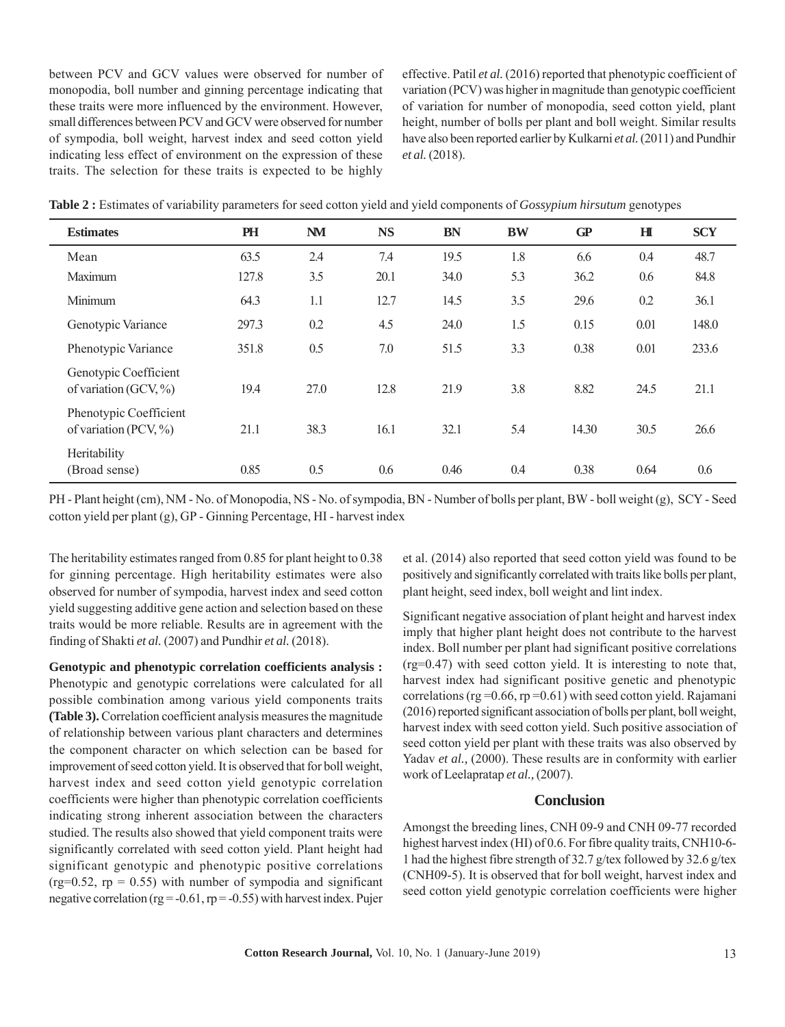between PCV and GCV values were observed for number of monopodia, boll number and ginning percentage indicating that these traits were more influenced by the environment. However, small differences between PCV and GCV were observed for number of sympodia, boll weight, harvest index and seed cotton yield indicating less effect of environment on the expression of these traits. The selection for these traits is expected to be highly effective. Patil *et al.* (2016) reported that phenotypic coefficient of variation (PCV) was higher in magnitude than genotypic coefficient of variation for number of monopodia, seed cotton yield, plant height, number of bolls per plant and boll weight. Similar results have also been reported earlier by Kulkarni *et al.* (2011) and Pundhir *et al.* (2018).

**Table 2 :** Estimates of variability parameters for seed cotton yield and yield components of *Gossypium hirsutum* genotypes

| Estimates | PH | NM | NS | BN | BW | GP | HI | SCY |
|---|---|---|---|---|---|---|---|---|
| Mean | 63.5 | 2.4 | 7.4 | 19.5 | 1.8 | 6.6 | 0.4 | 48.7 |
| Maximum | 127.8 | 3.5 | 20.1 | 34.0 | 5.3 | 36.2 | 0.6 | 84.8 |
| Minimum | 64.3 | 1.1 | 12.7 | 14.5 | 3.5 | 29.6 | 0.2 | 36.1 |
| Genotypic Variance | 297.3 | 0.2 | 4.5 | 24.0 | 1.5 | 0.15 | 0.01 | 148.0 |
| Phenotypic Variance | 351.8 | 0.5 | 7.0 | 51.5 | 3.3 | 0.38 | 0.01 | 233.6 |
| Genotypic Coefficient of variation (GCV, %) | 19.4 | 27.0 | 12.8 | 21.9 | 3.8 | 8.82 | 24.5 | 21.1 |
| Phenotypic Coefficient of variation (PCV, %) | 21.1 | 38.3 | 16.1 | 32.1 | 5.4 | 14.30 | 30.5 | 26.6 |
| Heritability (Broad sense) | 0.85 | 0.5 | 0.6 | 0.46 | 0.4 | 0.38 | 0.64 | 0.6 |

PH - Plant height (cm), NM - No. of Monopodia, NS - No. of sympodia, BN - Number of bolls per plant, BW - boll weight (g), SCY - Seed cotton yield per plant (g), GP - Ginning Percentage, HI - harvest index

The heritability estimates ranged from 0.85 for plant height to 0.38 for ginning percentage. High heritability estimates were also observed for number of sympodia, harvest index and seed cotton yield suggesting additive gene action and selection based on these traits would be more reliable. Results are in agreement with the finding of Shakti *et al.* (2007) and Pundhir *et al.* (2018).

**Genotypic and phenotypic correlation coefficients analysis :** Phenotypic and genotypic correlations were calculated for all possible combination among various yield components traits **(Table 3).** Correlation coefficient analysis measures the magnitude of relationship between various plant characters and determines the component character on which selection can be based for improvement of seed cotton yield. It is observed that for boll weight, harvest index and seed cotton yield genotypic correlation coefficients were higher than phenotypic correlation coefficients indicating strong inherent association between the characters studied. The results also showed that yield component traits were significantly correlated with seed cotton yield. Plant height had significant genotypic and phenotypic positive correlations ($rg=0.52$, $rp = 0.55$) with number of sympodia and significant negative correlation ($rg = -0.61$, $rp = -0.55$) with harvest index. Pujer et al. (2014) also reported that seed cotton yield was found to be positively and significantly correlated with traits like bolls per plant, plant height, seed index, boll weight and lint index.

Significant negative association of plant height and harvest index imply that higher plant height does not contribute to the harvest index. Boll number per plant had significant positive correlations ($rg=0.47$) with seed cotton yield. It is interesting to note that, harvest index had significant positive genetic and phenotypic correlations ($rg =0.66$, $rp =0.61$) with seed cotton yield. Rajamani (2016) reported significant association of bolls per plant, boll weight, harvest index with seed cotton yield. Such positive association of seed cotton yield per plant with these traits was also observed by Yadav *et al.,* (2000). These results are in conformity with earlier work of Leelapratap *et al.,* (2007).

## Conclusion

Amongst the breeding lines, CNH 09-9 and CNH 09-77 recorded highest harvest index (HI) of 0.6. For fibre quality traits, CNH10-6-1 had the highest fibre strength of 32.7 g/tex followed by 32.6 g/tex (CNH09-5). It is observed that for boll weight, harvest index and seed cotton yield genotypic correlation coefficients were higher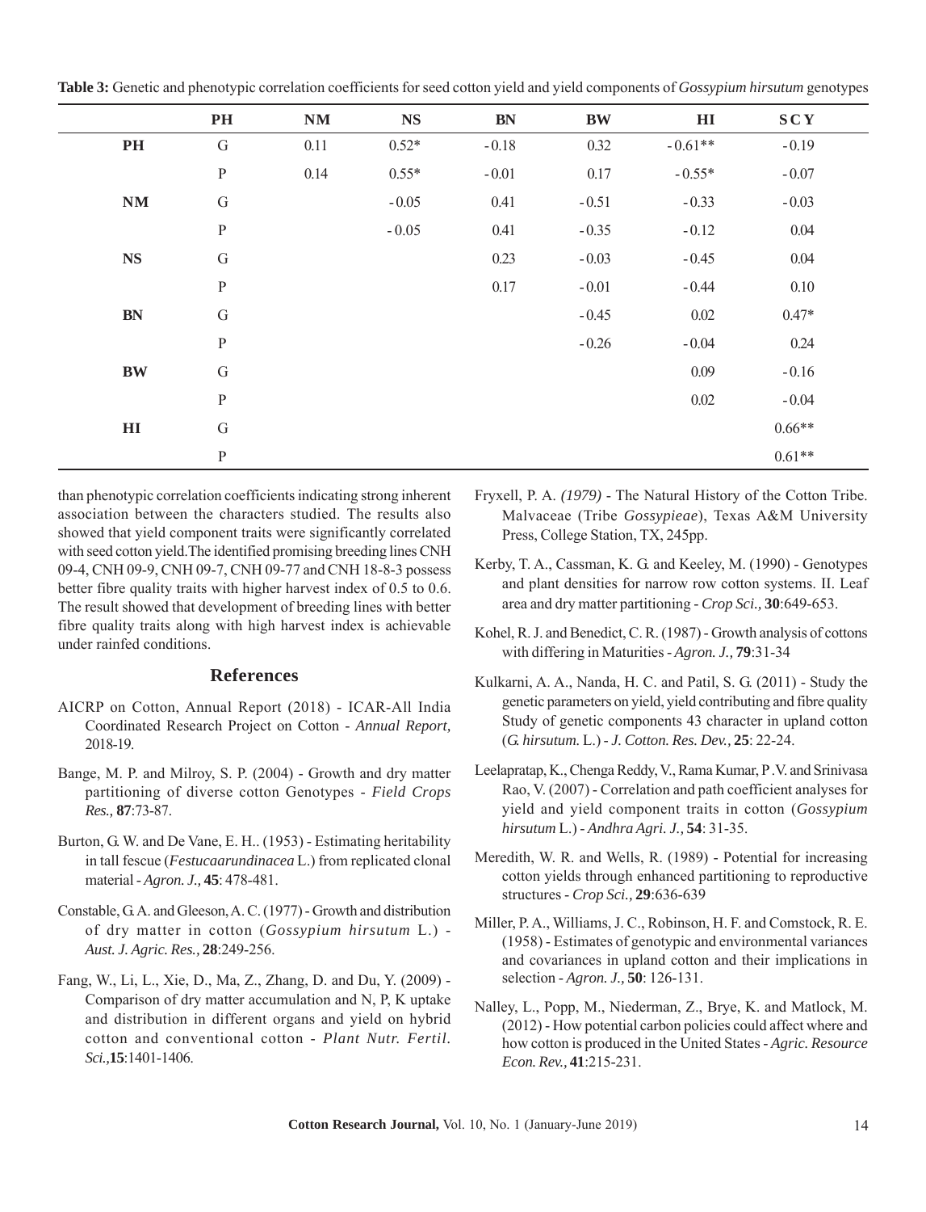**Table 3:** Genetic and phenotypic correlation coefficients for seed cotton yield and yield components of *Gossypium hirsutum* genotypes

| | | NM | NS | BN | BW | HI | SCY |
|---|---|---|---|---|---|---|---|
| **PH** | G | 0.11 | 0.52* | -0.18 | 0.32 | -0.61** | -0.19 |
| | P | 0.14 | 0.55* | -0.01 | 0.17 | -0.55* | -0.07 |
| **NM** | G | | -0.05 | 0.41 | -0.51 | -0.33 | -0.03 |
| | P | | -0.05 | 0.41 | -0.35 | -0.12 | 0.04 |
| **NS** | G | | | 0.23 | -0.03 | -0.45 | 0.04 |
| | P | | | 0.17 | -0.01 | -0.44 | 0.10 |
| **BN** | G | | | | -0.45 | 0.02 | 0.47* |
| | P | | | | -0.26 | -0.04 | 0.24 |
| **BW** | G | | | | | 0.09 | -0.16 |
| | P | | | | | 0.02 | -0.04 |
| **HI** | G | | | | | | 0.66** |
| | P | | | | | | 0.61** |

than phenotypic correlation coefficients indicating strong inherent association between the characters studied. The results also showed that yield component traits were significantly correlated with seed cotton yield. The identified promising breeding lines CNH 09-4, CNH 09-9, CNH 09-7, CNH 09-77 and CNH 18-8-3 possess better fibre quality traits with higher harvest index of 0.5 to 0.6. The result showed that development of breeding lines with better fibre quality traits along with high harvest index is achievable under rainfed conditions.

## References

AICRP on Cotton, Annual Report (2018) - ICAR-All India Coordinated Research Project on Cotton - *Annual Report,* 2018-19.

Bange, M. P. and Milroy, S. P. (2004) - Growth and dry matter partitioning of diverse cotton Genotypes - *Field Crops Res.,* **87**:73-87.

Burton, G. W. and De Vane, E. H.. (1953) - Estimating heritability in tall fescue (*Festucaarundinacea* L.) from replicated clonal material - *Agron. J.,* **45**: 478-481.

Constable, G. A. and Gleeson, A. C. (1977) - Growth and distribution of dry matter in cotton (*Gossypium hirsutum* L.) - *Aust. J. Agric. Res.,* **28**:249-256.

Fang, W., Li, L., Xie, D., Ma, Z., Zhang, D. and Du, Y. (2009) - Comparison of dry matter accumulation and N, P, K uptake and distribution in different organs and yield on hybrid cotton and conventional cotton - *Plant Nutr. Fertil. Sci.,***15**:1401-1406.

Fryxell, P. A. *(1979)* - The Natural History of the Cotton Tribe. Malvaceae (Tribe *Gossypieae*), Texas A&M University Press, College Station, TX, 245pp.

Kerby, T. A., Cassman, K. G. and Keeley, M. (1990) - Genotypes and plant densities for narrow row cotton systems. II. Leaf area and dry matter partitioning - *Crop Sci.,* **30**:649-653.

Kohel, R. J. and Benedict, C. R. (1987) - Growth analysis of cottons with differing in Maturities - *Agron. J.,* **79**:31-34

Kulkarni, A. A., Nanda, H. C. and Patil, S. G. (2011) - Study the genetic parameters on yield, yield contributing and fibre quality Study of genetic components 43 character in upland cotton (*G. hirsutum.* L.) - *J. Cotton. Res. Dev.,* **25**: 22-24.

Leelapratap, K., Chenga Reddy, V., Rama Kumar, P .V. and Srinivasa Rao, V. (2007) - Correlation and path coefficient analyses for yield and yield component traits in cotton (*Gossypium hirsutum* L.) - *Andhra Agri. J.,* **54**: 31-35.

Meredith, W. R. and Wells, R. (1989) - Potential for increasing cotton yields through enhanced partitioning to reproductive structures - *Crop Sci.,* **29**:636-639

Miller, P. A., Williams, J. C., Robinson, H. F. and Comstock, R. E. (1958) - Estimates of genotypic and environmental variances and covariances in upland cotton and their implications in selection - *Agron. J.,* **50**: 126-131.

Nalley, L., Popp, M., Niederman, Z., Brye, K. and Matlock, M. (2012) - How potential carbon policies could affect where and how cotton is produced in the United States - *Agric. Resource Econ. Rev.,* **41**:215-231.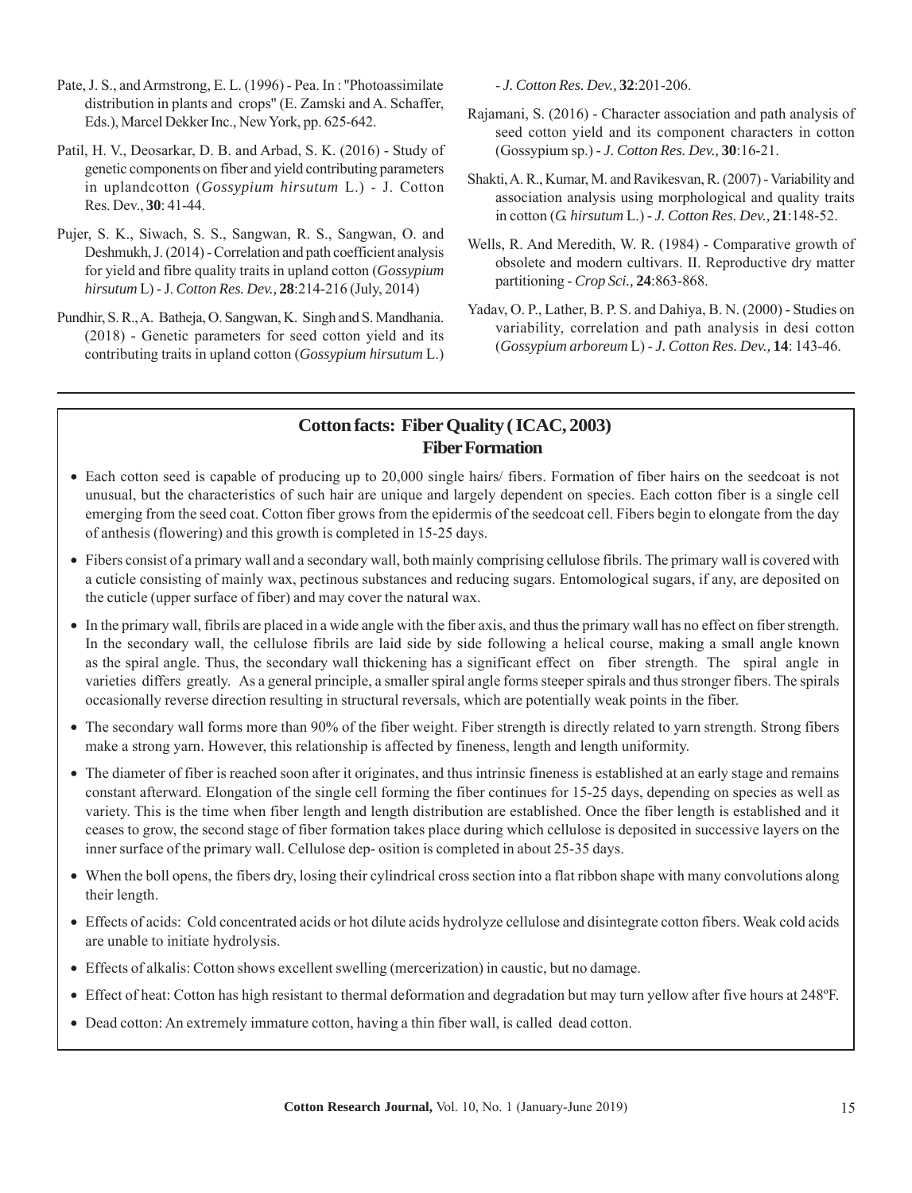Pate, J. S., and Armstrong, E. L. (1996) - Pea. In : "Photoassimilate distribution in plants and crops" (E. Zamski and A. Schaffer, Eds.), Marcel Dekker Inc., New York, pp. 625-642.

Patil, H. V., Deosarkar, D. B. and Arbad, S. K. (2016) - Study of genetic components on fiber and yield contributing parameters in uplandcotton (*Gossypium hirsutum* L.) - J. Cotton Res. Dev., **30**: 41-44.

Pujer, S. K., Siwach, S. S., Sangwan, R. S., Sangwan, O. and Deshmukh, J. (2014) - Correlation and path coefficient analysis for yield and fibre quality traits in upland cotton (*Gossypium hirsutum* L) - J. *Cotton Res. Dev.,* **28**:214-216 (July, 2014)

Pundhir, S. R., A. Batheja, O. Sangwan, K. Singh and S. Mandhania. (2018) - Genetic parameters for seed cotton yield and its contributing traits in upland cotton (*Gossypium hirsutum* L.) - *J. Cotton Res. Dev.,* **32**:201-206.

Rajamani, S. (2016) - Character association and path analysis of seed cotton yield and its component characters in cotton (Gossypium sp.) - *J. Cotton Res. Dev.,* **30**:16-21.

Shakti, A. R., Kumar, M. and Ravikesvan, R. (2007) - Variability and association analysis using morphological and quality traits in cotton (*G. hirsutum* L.) - *J. Cotton Res. Dev.,* **21**:148-52.

Wells, R. And Meredith, W. R. (1984) - Comparative growth of obsolete and modern cultivars. II. Reproductive dry matter partitioning - *Crop Sci.,* **24**:863-868.

Yadav, O. P., Lather, B. P. S. and Dahiya, B. N. (2000) - Studies on variability, correlation and path analysis in desi cotton (*Gossypium arboreum* L) - *J. Cotton Res. Dev.,* **14**: 143-46.

---

## Cotton facts: Fiber Quality ( ICAC, 2003)
### Fiber Formation

- Each cotton seed is capable of producing up to 20,000 single hairs/ fibers. Formation of fiber hairs on the seedcoat is not unusual, but the characteristics of such hair are unique and largely dependent on species. Each cotton fiber is a single cell emerging from the seed coat. Cotton fiber grows from the epidermis of the seedcoat cell. Fibers begin to elongate from the day of anthesis (flowering) and this growth is completed in 15-25 days.
- Fibers consist of a primary wall and a secondary wall, both mainly comprising cellulose fibrils. The primary wall is covered with a cuticle consisting of mainly wax, pectinous substances and reducing sugars. Entomological sugars, if any, are deposited on the cuticle (upper surface of fiber) and may cover the natural wax.
- In the primary wall, fibrils are placed in a wide angle with the fiber axis, and thus the primary wall has no effect on fiber strength. In the secondary wall, the cellulose fibrils are laid side by side following a helical course, making a small angle known as the spiral angle. Thus, the secondary wall thickening has a significant effect on fiber strength. The spiral angle in varieties differs greatly. As a general principle, a smaller spiral angle forms steeper spirals and thus stronger fibers. The spirals occasionally reverse direction resulting in structural reversals, which are potentially weak points in the fiber.
- The secondary wall forms more than 90% of the fiber weight. Fiber strength is directly related to yarn strength. Strong fibers make a strong yarn. However, this relationship is affected by fineness, length and length uniformity.
- The diameter of fiber is reached soon after it originates, and thus intrinsic fineness is established at an early stage and remains constant afterward. Elongation of the single cell forming the fiber continues for 15-25 days, depending on species as well as variety. This is the time when fiber length and length distribution are established. Once the fiber length is established and it ceases to grow, the second stage of fiber formation takes place during which cellulose is deposited in successive layers on the inner surface of the primary wall. Cellulose dep- osition is completed in about 25-35 days.
- When the boll opens, the fibers dry, losing their cylindrical cross section into a flat ribbon shape with many convolutions along their length.
- Effects of acids: Cold concentrated acids or hot dilute acids hydrolyze cellulose and disintegrate cotton fibers. Weak cold acids are unable to initiate hydrolysis.
- Effects of alkalis: Cotton shows excellent swelling (mercerization) in caustic, but no damage.
- Effect of heat: Cotton has high resistant to thermal deformation and degradation but may turn yellow after five hours at 248ºF.
- Dead cotton: An extremely immature cotton, having a thin fiber wall, is called dead cotton.